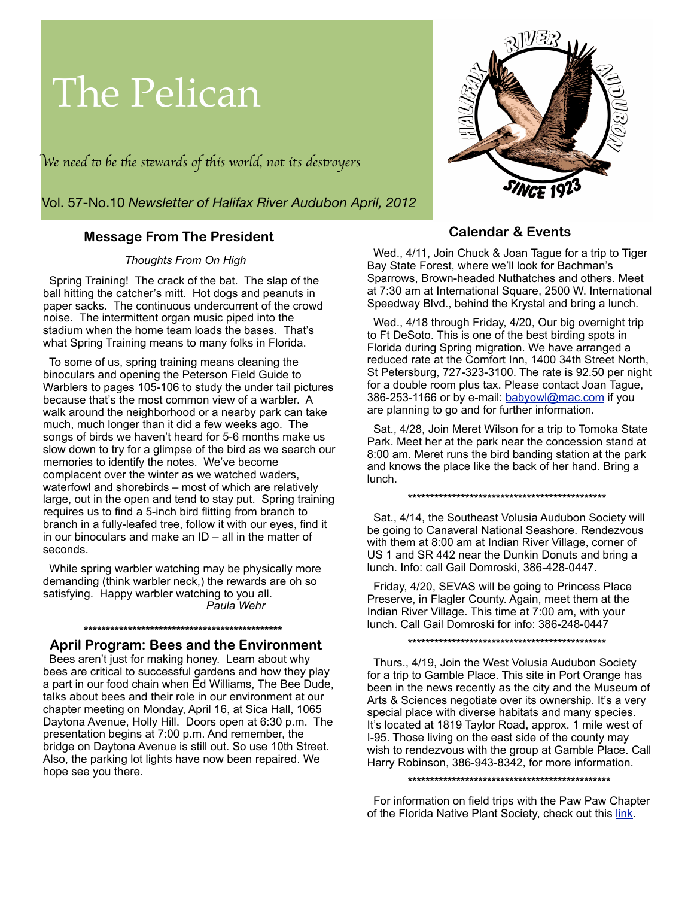# The Pelican

*We need to be the stewards of this world, not its destroyers*

Vol. 57-No.10 *Newsletter of Halifax River Audubon April, 2012*

## Message From The President

*Thoughts From On High*

Spring Training! The crack of the bat. The slap of the ball hitting the catcher's mitt. Hot dogs and peanuts in paper sacks. The continuous undercurrent of the crowd noise. The intermittent organ music piped into the stadium when the home team loads the bases. That's what Spring Training means to many folks in Florida.

To some of us, spring training means cleaning the binoculars and opening the Peterson Field Guide to Warblers to pages 105-106 to study the under tail pictures because that's the most common view of a warbler. A walk around the neighborhood or a nearby park can take much, much longer than it did a few weeks ago. The songs of birds we haven't heard for 5-6 months make us slow down to try for a glimpse of the bird as we search our memories to identify the notes. We've become complacent over the winter as we watched waders, waterfowl and shorebirds – most of which are relatively large, out in the open and tend to stay put. Spring training requires us to find a 5-inch bird flitting from branch to branch in a fully-leafed tree, follow it with our eyes, find it in our binoculars and make an ID – all in the matter of seconds.

While spring warbler watching may be physically more demanding (think warbler neck,) the rewards are oh so satisfying. Happy warbler watching to you all.

*Paula Wehr*

\*\*\*\*\*\*\*\*\*\*\*\*\*\*\*\*\*\*\*\*\*\*\*\*\*\*\*\*\*\*\*\*\*\*\*\*\*\*\*\*\*\*\*\*\*\*\*\*

## April Program: Bees and the Environment

Bees aren't just for making honey. Learn about why bees are critical to successful gardens and how they play a part in our food chain when Ed Williams, The Bee Dude, talks about bees and their role in our environment at our chapter meeting on Monday, April 16, at Sica Hall, 1065 Daytona Avenue, Holly Hill. Doors open at 6:30 p.m. The presentation begins at 7:00 p.m. And remember, the bridge on Daytona Avenue is still out. So use 10th Street. Also, the parking lot lights have now been repaired. We hope see you there.

## Calendar & Events

Wed., 4/11, Join Chuck & Joan Tague for a trip to Tiger Bay State Forest, where we'll look for Bachman's Sparrows, Brown-headed Nuthatches and others. Meet at 7:30 am at International Square, 2500 W. International Speedway Blvd., behind the Krystal and bring a lunch.

Wed., 4/18 through Friday, 4/20, Our big overnight trip to Ft DeSoto. This is one of the best birding spots in Florida during Spring migration. We have arranged a reduced rate at the Comfort Inn, 1400 34th Street North, St Petersburg, 727-323-3100. The rate is 92.50 per night for a double room plus tax. Please contact Joan Tague, 386-253-1166 or by e-mail: babyowl@mac.com if you are planning to go and for further information.

Sat., 4/28, Join Meret Wilson for a trip to Tomoka State Park. Meet her at the park near the concession stand at 8:00 am. Meret runs the bird banding station at the park and knows the place like the back of her hand. Bring a lunch.

\*\*\*\*\*\*\*\*\*\*\*\*\*\*\*\*\*\*\*\*\*\*\*\*\*\*\*\*\*\*\*\*\*\*\*\*\*\*\*\*\*\*\*\*\*\*\*\*

Sat., 4/14, the Southeast Volusia Audubon Society will be going to Canaveral National Seashore. Rendezvous with them at 8:00 am at Indian River Village, corner of US 1 and SR 442 near the Dunkin Donuts and bring a lunch. Info: call Gail Domroski, 386-428-0447.

Friday, 4/20, SEVAS will be going to Princess Place Preserve, in Flagler County. Again, meet them at the Indian River Village. This time at 7:00 am, with your lunch. Call Gail Domroski for info: 386-248-0447

\*\*\*\*\*\*\*\*\*\*\*\*\*\*\*\*\*\*\*\*\*\*\*\*\*\*\*\*\*\*\*\*\*\*\*\*\*\*\*\*\*\*\*\*\*\*\*\*

Thurs., 4/19, Join the West Volusia Audubon Society for a trip to Gamble Place. This site in Port Orange has been in the news recently as the city and the Museum of Arts & Sciences negotiate over its ownership. It's a very special place with diverse habitats and many species. It's located at 1819 Taylor Road, approx. 1 mile west of I-95. Those living on the east side of the county may wish to rendezvous with the group at Gamble Place. Call Harry Robinson, 386-943-8342, for more information.

\*\*\*\*\*\*\*\*\*\*\*\*\*\*\*\*\*\*\*\*\*\*\*\*\*\*\*\*\*\*\*\*\*\*\*\*\*\*\*\*\*\*\*\*\*\*\*\*

For information on field trips with the Paw Paw Chapter of the Florida Native Plant Society, check out this link.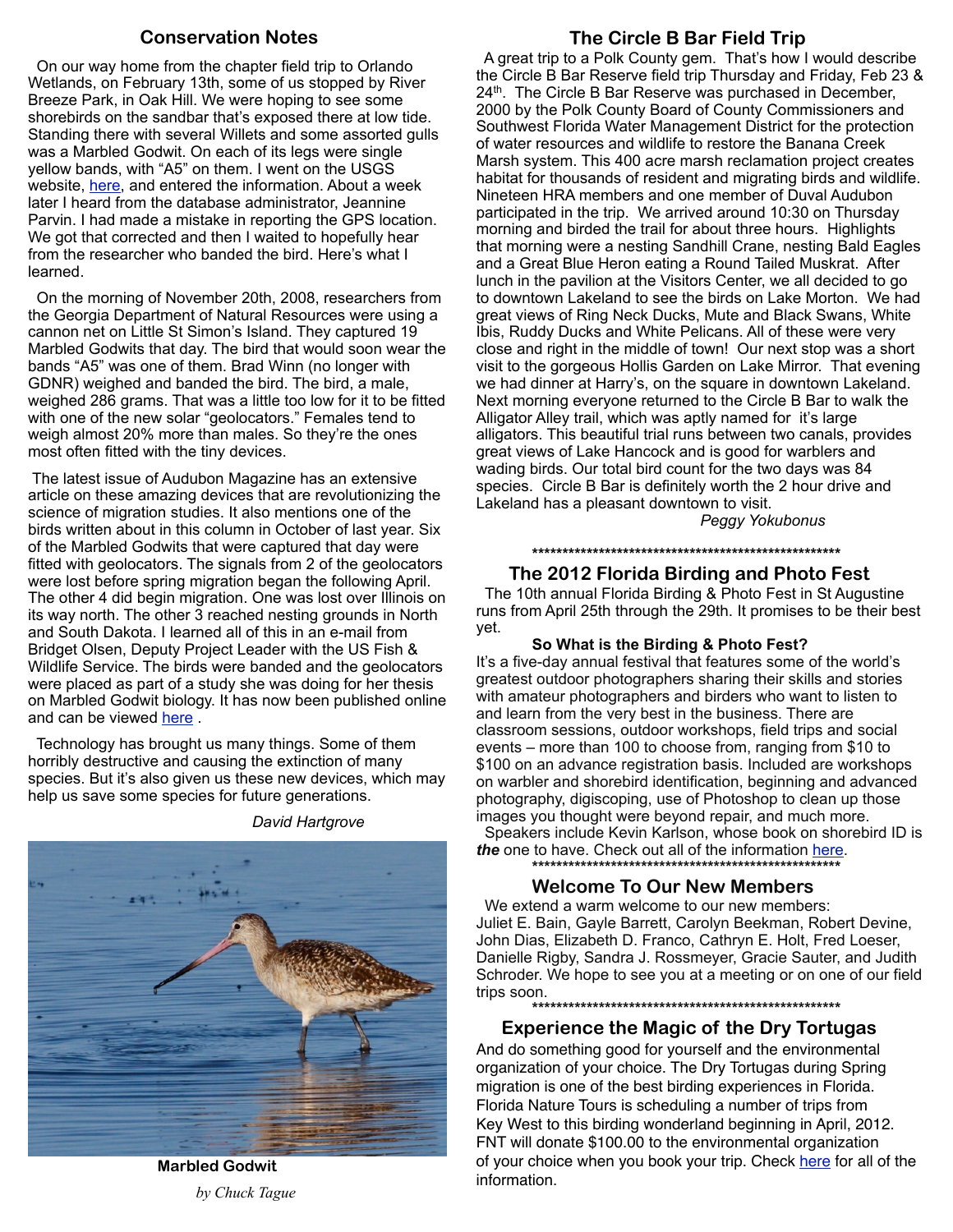## Conservation Notes

On our way home from the chapter field trip to Orlando Wetlands, on February 13th, some of us stopped by River Breeze Park, in Oak Hill. We were hoping to see some shorebirds on the sandbar that's exposed there at low tide. Standing there with several Willets and some assorted gulls was a Marbled Godwit. On each of its legs were single yellow bands, with "A5" on them. I went on the USGS website, here, and entered the information. About a week later I heard from the database administrator, Jeannine Parvin. I had made a mistake in reporting the GPS location. We got that corrected and then I waited to hopefully hear from the researcher who banded the bird. Here's what I learned.

On the morning of November 20th, 2008, researchers from the Georgia Department of Natural Resources were using a cannon net on Little St Simon's Island. They captured 19 Marbled Godwits that day. The bird that would soon wear the bands "A5" was one of them. Brad Winn (no longer with GDNR) weighed and banded the bird. The bird, a male, weighed 286 grams. That was a little too low for it to be fitted with one of the new solar "geolocators." Females tend to weigh almost 20% more than males. So they're the ones most often fitted with the tiny devices.

The latest issue of Audubon Magazine has an extensive article on these amazing devices that are revolutionizing the science of migration studies. It also mentions one of the birds written about in this column in October of last year. Six of the Marbled Godwits that were captured that day were fitted with geolocators. The signals from 2 of the geolocators were lost before spring migration began the following April. The other 4 did begin migration. One was lost over Illinois on its way north. The other 3 reached nesting grounds in North and South Dakota. I learned all of this in an e-mail from Bridget Olsen, Deputy Project Leader with the US Fish & Wildlife Service. The birds were banded and the geolocators were placed as part of a study she was doing for her thesis on Marbled Godwit biology. It has now been published online and can be viewed here .

Technology has brought us many things. Some of them horribly destructive and causing the extinction of many species. But it's also given us these new devices, which may help us save some species for future generations.

*David Hartgrove*

**Marbled Godwit**

*by Chuck Tague*

## The Circle B Bar Field Trip

A great trip to a Polk County gem. That's how I would describe the Circle B Bar Reserve field trip Thursday and Friday, Feb 23 & 24th. The Circle B Bar Reserve was purchased in December, 2000 by the Polk County Board of County Commissioners and Southwest Florida Water Management District for the protection of water resources and wildlife to restore the Banana Creek Marsh system. This 400 acre marsh reclamation project creates habitat for thousands of resident and migrating birds and wildlife. Nineteen HRA members and one member of Duval Audubon participated in the trip. We arrived around 10:30 on Thursday morning and birded the trail for about three hours. Highlights that morning were a nesting Sandhill Crane, nesting Bald Eagles and a Great Blue Heron eating a Round Tailed Muskrat. After lunch in the pavilion at the Visitors Center, we all decided to go to downtown Lakeland to see the birds on Lake Morton. We had great views of Ring Neck Ducks, Mute and Black Swans, White Ibis, Ruddy Ducks and White Pelicans. All of these were very close and right in the middle of town! Our next stop was a short visit to the gorgeous Hollis Garden on Lake Mirror. That evening we had dinner at Harry's, on the square in downtown Lakeland. Next morning everyone returned to the Circle B Bar to walk the Alligator Alley trail, which was aptly named for it's large alligators. This beautiful trial runs between two canals, provides great views of Lake Hancock and is good for warblers and wading birds. Our total bird count for the two days was 84 species. Circle B Bar is definitely worth the 2 hour drive and Lakeland has a pleasant downtown to visit.

*Peggy Yokubonus*

******************************************************

## The 2012 Florida Birding and Photo Fest

The 10th annual Florida Birding & Photo Fest in St Augustine runs from April 25th through the 29th. It promises to be their best yet.

**So What is the Birding & Photo Fest?**

It's a five-day annual festival that features some of the world's greatest outdoor photographers sharing their skills and stories with amateur photographers and birders who want to listen to and learn from the very best in the business. There are classroom sessions, outdoor workshops, field trips and social events – more than 100 to choose from, ranging from $10 to $100 on an advance registration basis. Included are workshops on warbler and shorebird identification, beginning and advanced photography, digiscoping, use of Photoshop to clean up those images you thought were beyond repair, and much more.

Speakers include Kevin Karlson, whose book on shorebird ID is ***the*** one to have. Check out all of the information here.

******************************************************

## Welcome To Our New Members

We extend a warm welcome to our new members: Juliet E. Bain, Gayle Barrett, Carolyn Beekman, Robert Devine, John Dias, Elizabeth D. Franco, Cathryn E. Holt, Fred Loeser, Danielle Rigby, Sandra J. Rossmeyer, Gracie Sauter, and Judith Schroder. We hope to see you at a meeting or on one of our field trips soon.

******************************************************

## Experience the Magic of the Dry Tortugas

And do something good for yourself and the environmental organization of your choice. The Dry Tortugas during Spring migration is one of the best birding experiences in Florida. Florida Nature Tours is scheduling a number of trips from Key West to this birding wonderland beginning in April, 2012. FNT will donate $100.00 to the environmental organization of your choice when you book your trip. Check here for all of the information.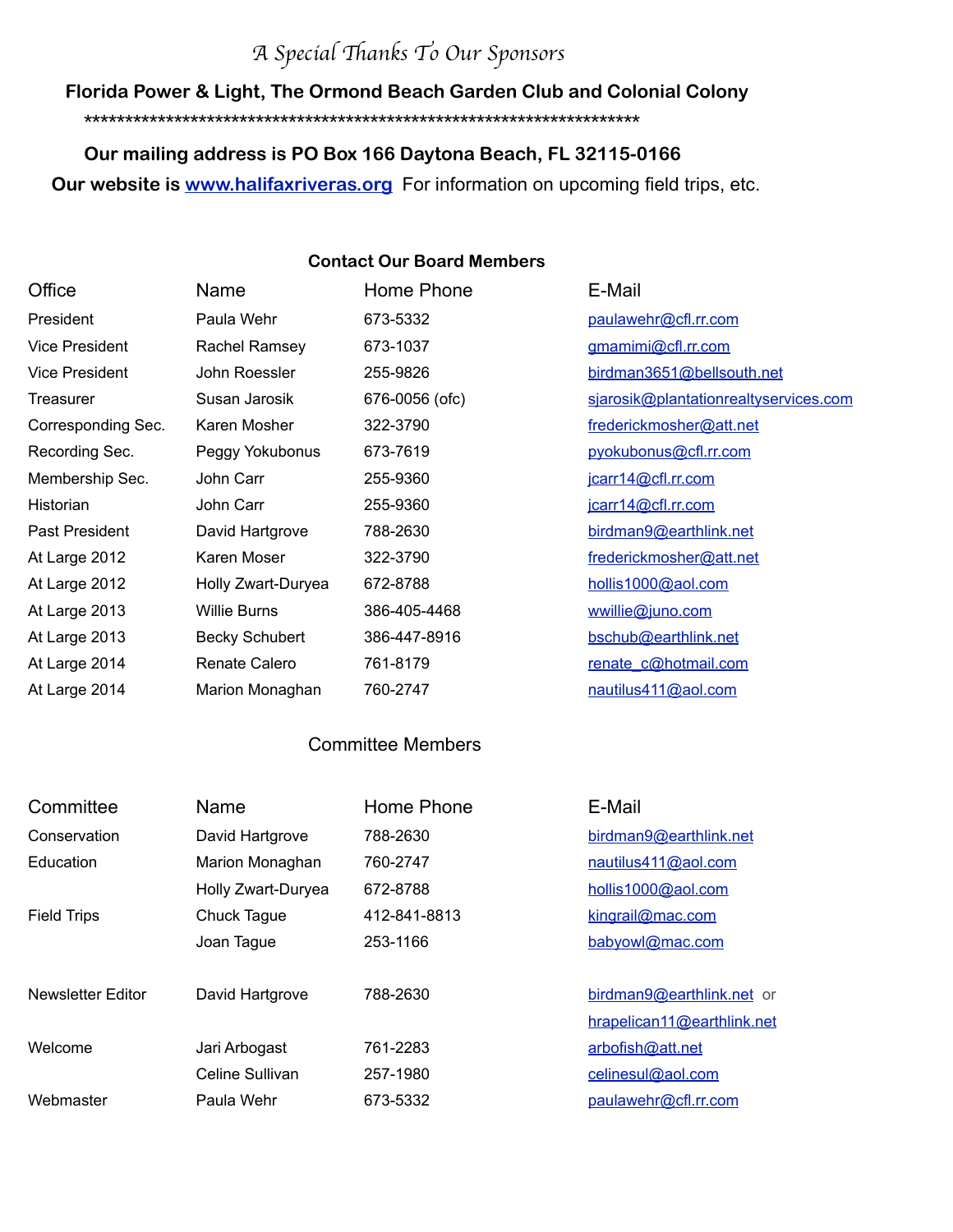*A Special Thanks To Our Sponsors*

**Florida Power & Light, The Ormond Beach Garden Club and Colonial Colony**

**********************************************************************

**Our mailing address is PO Box 166 Daytona Beach, FL 32115-0166**

**Our website is [www.halifaxriveras.org](http://www.halifaxriveras.org)** For information on upcoming field trips, etc.

**Contact Our Board Members**

| Office | Name | Home Phone | E-Mail |
|---|---|---|---|
| President | Paula Wehr | 673-5332 | paulawehr@cfl.rr.com |
| Vice President | Rachel Ramsey | 673-1037 | gmamimi@cfl.rr.com |
| Vice President | John Roessler | 255-9826 | birdman3651@bellsouth.net |
| Treasurer | Susan Jarosik | 676-0056 (ofc) | sjarosik@plantationrealtyservices.com |
| Corresponding Sec. | Karen Mosher | 322-3790 | frederickmosher@att.net |
| Recording Sec. | Peggy Yokubonus | 673-7619 | pyokubonus@cfl.rr.com |
| Membership Sec. | John Carr | 255-9360 | jcarr14@cfl.rr.com |
| Historian | John Carr | 255-9360 | jcarr14@cfl.rr.com |
| Past President | David Hartgrove | 788-2630 | birdman9@earthlink.net |
| At Large 2012 | Karen Moser | 322-3790 | frederickmosher@att.net |
| At Large 2012 | Holly Zwart-Duryea | 672-8788 | hollis1000@aol.com |
| At Large 2013 | Willie Burns | 386-405-4468 | wwillie@juno.com |
| At Large 2013 | Becky Schubert | 386-447-8916 | bschub@earthlink.net |
| At Large 2014 | Renate Calero | 761-8179 | renate_c@hotmail.com |
| At Large 2014 | Marion Monaghan | 760-2747 | nautilus411@aol.com |

Committee Members

| Committee | Name | Home Phone | E-Mail |
|---|---|---|---|
| Conservation | David Hartgrove | 788-2630 | birdman9@earthlink.net |
| Education | Marion Monaghan | 760-2747 | nautilus411@aol.com |
| | Holly Zwart-Duryea | 672-8788 | hollis1000@aol.com |
| Field Trips | Chuck Tague | 412-841-8813 | kingrail@mac.com |
| | Joan Tague | 253-1166 | babyowl@mac.com |
| Newsletter Editor | David Hartgrove | 788-2630 | birdman9@earthlink.net or hrapelican11@earthlink.net |
| Welcome | Jari Arbogast | 761-2283 | arbofish@att.net |
| | Celine Sullivan | 257-1980 | celinesul@aol.com |
| Webmaster | Paula Wehr | 673-5332 | paulawehr@cfl.rr.com |